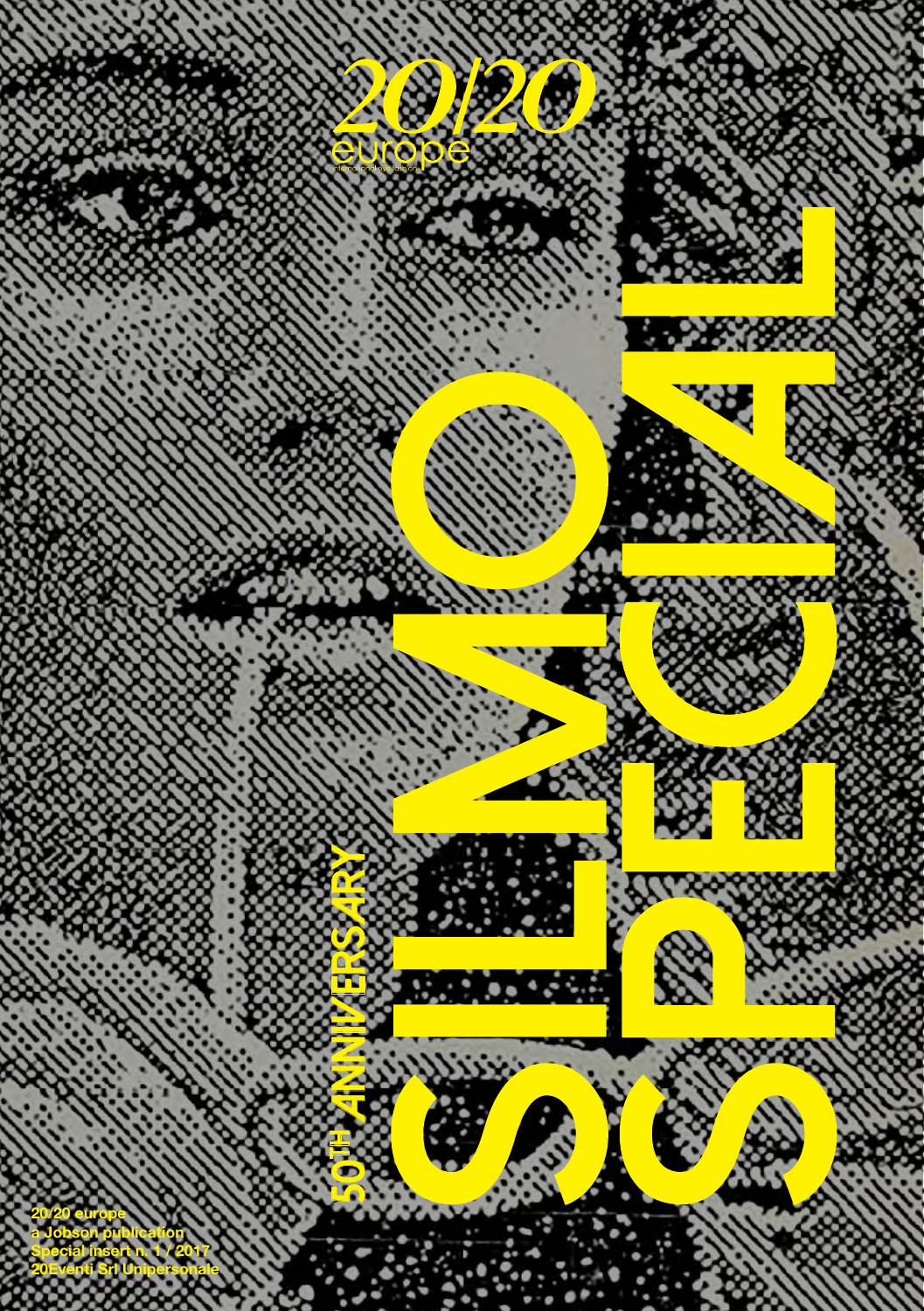# 20/20 europe

international eyefashion

# SILMO SPECIAL

50TH ANNIVERSARY

20/20 europe
a Jobson publication
Special insert n. 1 / 2017
20Eventi Srl Unipersonale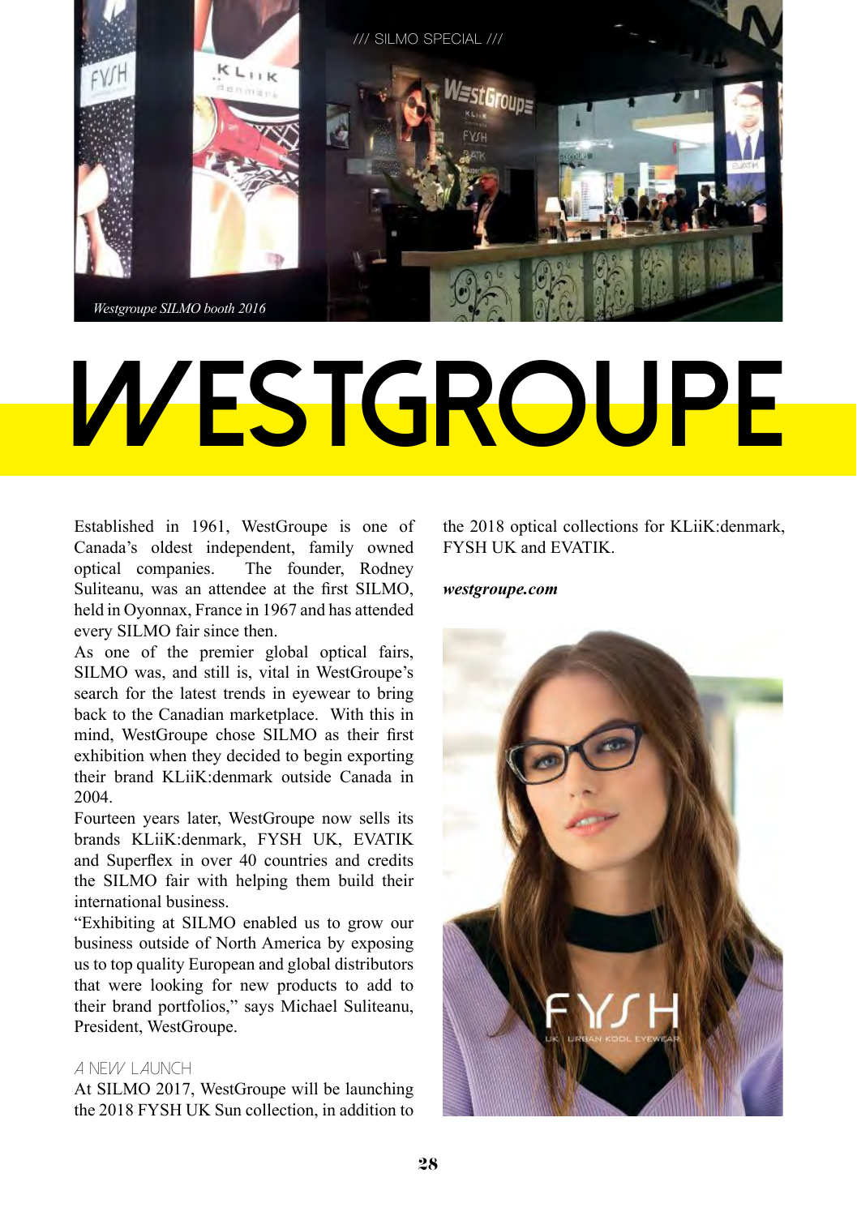/// SILMO SPECIAL ///

Westgroupe SILMO booth 2016

# WESTGROUPE

Established in 1961, WestGroupe is one of Canada's oldest independent, family owned optical companies. The founder, Rodney Suliteanu, was an attendee at the first SILMO, held in Oyonnax, France in 1967 and has attended every SILMO fair since then.

As one of the premier global optical fairs, SILMO was, and still is, vital in WestGroupe's search for the latest trends in eyewear to bring back to the Canadian marketplace. With this in mind, WestGroupe chose SILMO as their first exhibition when they decided to begin exporting their brand KLiiK:denmark outside Canada in 2004.

Fourteen years later, WestGroupe now sells its brands KLiiK:denmark, FYSH UK, EVATIK and Superflex in over 40 countries and credits the SILMO fair with helping them build their international business.

"Exhibiting at SILMO enabled us to grow our business outside of North America by exposing us to top quality European and global distributors that were looking for new products to add to their brand portfolios," says Michael Suliteanu, President, WestGroupe.

## A NEW LAUNCH

At SILMO 2017, WestGroupe will be launching the 2018 FYSH UK Sun collection, in addition to the 2018 optical collections for KLiiK:denmark, FYSH UK and EVATIK.

***westgroupe.com***